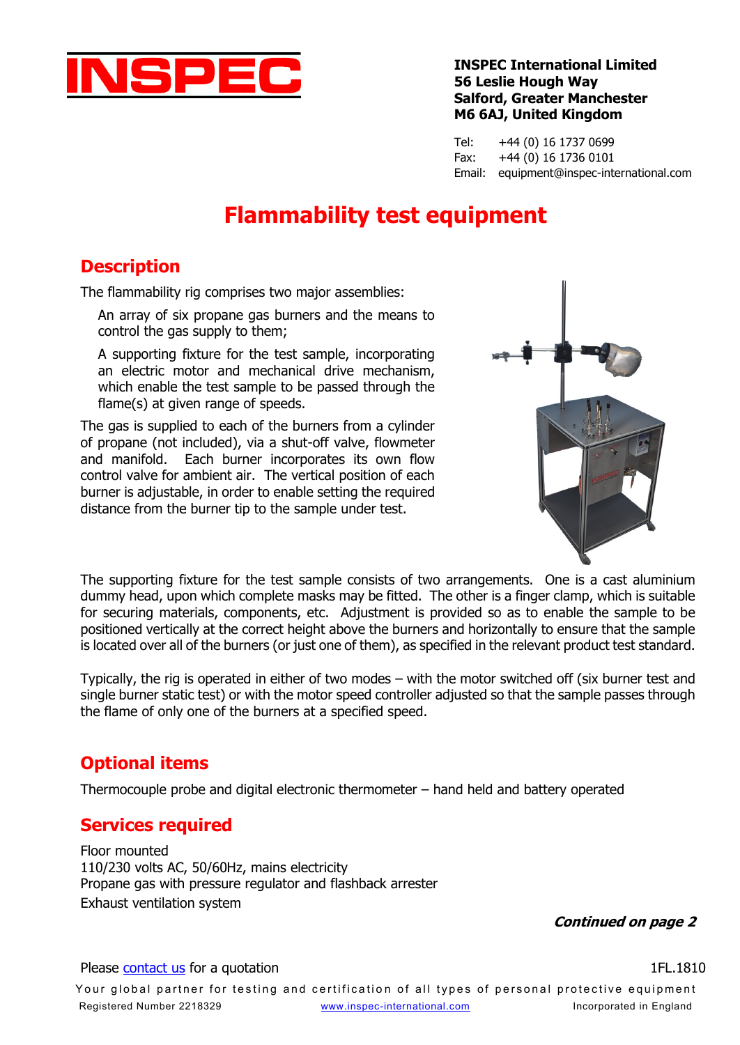**INSPEC**

**INSPEC International Limited**
**56 Leslie Hough Way**
**Salford, Greater Manchester**
**M6 6AJ, United Kingdom**

Tel: +44 (0) 16 1737 0699
Fax: +44 (0) 16 1736 0101
Email: equipment@inspec-international.com

# Flammability test equipment

## Description

The flammability rig comprises two major assemblies:

An array of six propane gas burners and the means to control the gas supply to them;

A supporting fixture for the test sample, incorporating an electric motor and mechanical drive mechanism, which enable the test sample to be passed through the flame(s) at given range of speeds.

The gas is supplied to each of the burners from a cylinder of propane (not included), via a shut-off valve, flowmeter and manifold. Each burner incorporates its own flow control valve for ambient air. The vertical position of each burner is adjustable, in order to enable setting the required distance from the burner tip to the sample under test.

The supporting fixture for the test sample consists of two arrangements. One is a cast aluminium dummy head, upon which complete masks may be fitted. The other is a finger clamp, which is suitable for securing materials, components, etc. Adjustment is provided so as to enable the sample to be positioned vertically at the correct height above the burners and horizontally to ensure that the sample is located over all of the burners (or just one of them), as specified in the relevant product test standard.

Typically, the rig is operated in either of two modes – with the motor switched off (six burner test and single burner static test) or with the motor speed controller adjusted so that the sample passes through the flame of only one of the burners at a specified speed.

## Optional items

Thermocouple probe and digital electronic thermometer – hand held and battery operated

## Services required

Floor mounted
110/230 volts AC, 50/60Hz, mains electricity
Propane gas with pressure regulator and flashback arrester
Exhaust ventilation system

***Continued on page 2***

Please contact us for a quotation

1FL.1810

Your global partner for testing and certification of all types of personal protective equipment

Registered Number 2218329 www.inspec-international.com Incorporated in England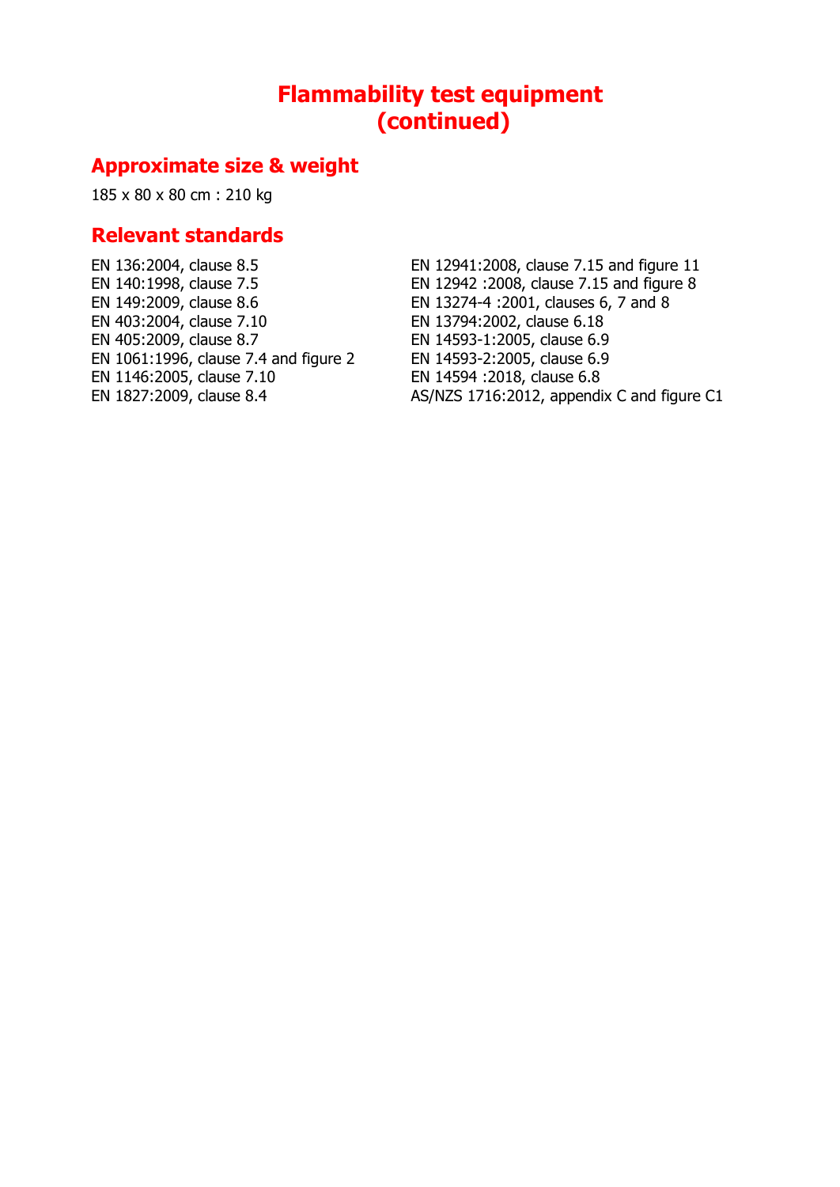# Flammability test equipment (continued)

## Approximate size & weight

185 x 80 x 80 cm : 210 kg

## Relevant standards

EN 136:2004, clause 8.5
EN 140:1998, clause 7.5
EN 149:2009, clause 8.6
EN 403:2004, clause 7.10
EN 405:2009, clause 8.7
EN 1061:1996, clause 7.4 and figure 2
EN 1146:2005, clause 7.10
EN 1827:2009, clause 8.4
EN 12941:2008, clause 7.15 and figure 11
EN 12942 :2008, clause 7.15 and figure 8
EN 13274-4 :2001, clauses 6, 7 and 8
EN 13794:2002, clause 6.18
EN 14593-1:2005, clause 6.9
EN 14593-2:2005, clause 6.9
EN 14594 :2018, clause 6.8
AS/NZS 1716:2012, appendix C and figure C1